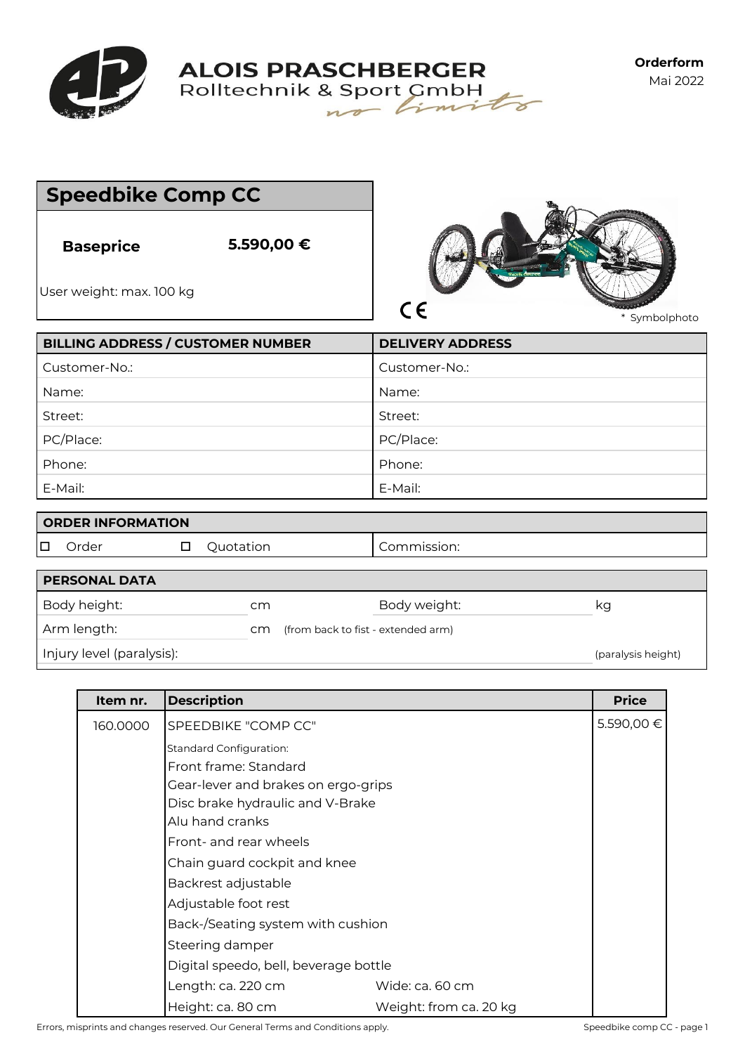**ALOIS PRASCHBERGER**
Rolltechnik & Sport GmbH
*no limits*

**Orderform**
Mai 2022

## Speedbike Comp CC

**Baseprice** **5.590,00 €**

User weight: max. 100 kg

CE

\* Symbolphoto

| BILLING ADDRESS / CUSTOMER NUMBER | DELIVERY ADDRESS |
|---|---|
| Customer-No.: | Customer-No.: |
| Name: | Name: |
| Street: | Street: |
| PC/Place: | PC/Place: |
| Phone: | Phone: |
| E-Mail: | E-Mail: |

| ORDER INFORMATION | | |
|---|---|---|
| ☐ Order | ☐ Quotation | Commission: |

| PERSONAL DATA | | | |
|---|---|---|---|
| Body height: | cm | Body weight: | kg |
| Arm length: | cm (from back to fist - extended arm) | | |
| Injury level (paralysis): | | | (paralysis height) |

| Item nr. | Description | | Price |
|---|---|---|---|
| 160.0000 | SPEEDBIKE "COMP CC" | | 5.590,00 € |
| | Standard Configuration: | | |
| | Front frame: Standard | | |
| | Gear-lever and brakes on ergo-grips | | |
| | Disc brake hydraulic and V-Brake | | |
| | Alu hand cranks | | |
| | Front- and rear wheels | | |
| | Chain guard cockpit and knee | | |
| | Backrest adjustable | | |
| | Adjustable foot rest | | |
| | Back-/Seating system with cushion | | |
| | Steering damper | | |
| | Digital speedo, bell, beverage bottle | | |
| | Length: ca. 220 cm | Wide: ca. 60 cm | |
| | Height: ca. 80 cm | Weight: from ca. 20 kg | |

Errors, misprints and changes reserved. Our General Terms and Conditions apply.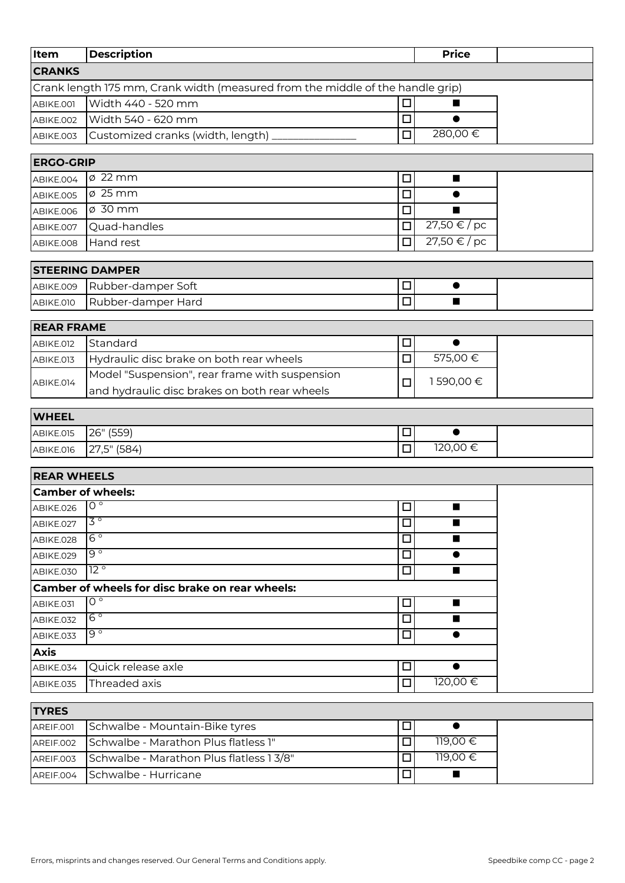| Item | Description | | Price | |
|---|---|---|---|---|
| **CRANKS** | | | | |
| Crank length 175 mm, Crank width (measured from the middle of the handle grip) | | | | |
| ABIKE.001 | Width 440 - 520 mm | ☐ | ■ | |
| ABIKE.002 | Width 540 - 620 mm | ☐ | ● | |
| ABIKE.003 | Customized cranks (width, length) _______________ | ☐ | 280,00 € | |

| **ERGO-GRIP** | | | | |
|---|---|---|---|---|
| ABIKE.004 | ø 22 mm | ☐ | ■ | |
| ABIKE.005 | ø 25 mm | ☐ | ● | |
| ABIKE.006 | ø 30 mm | ☐ | ■ | |
| ABIKE.007 | Quad-handles | ☐ | 27,50 € / pc | |
| ABIKE.008 | Hand rest | ☐ | 27,50 € / pc | |

| **STEERING DAMPER** | | | | |
|---|---|---|---|---|
| ABIKE.009 | Rubber-damper Soft | ☐ | ● | |
| ABIKE.010 | Rubber-damper Hard | ☐ | ■ | |

| **REAR FRAME** | | | | |
|---|---|---|---|---|
| ABIKE.012 | Standard | ☐ | ● | |
| ABIKE.013 | Hydraulic disc brake on both rear wheels | ☐ | 575,00 € | |
| ABIKE.014 | Model "Suspension", rear frame with suspension and hydraulic disc brakes on both rear wheels | ☐ | 1 590,00 € | |

| **WHEEL** | | | | |
|---|---|---|---|---|
| ABIKE.015 | 26" (559) | ☐ | ● | |
| ABIKE.016 | 27,5" (584) | ☐ | 120,00 € | |

| **REAR WHEELS** | | | | |
|---|---|---|---|---|
| **Camber of wheels:** | | | | |
| ABIKE.026 | 0 ° | ☐ | ■ | |
| ABIKE.027 | 3 ° | ☐ | ■ | |
| ABIKE.028 | 6 ° | ☐ | ■ | |
| ABIKE.029 | 9 ° | ☐ | ● | |
| ABIKE.030 | 12 ° | ☐ | ■ | |
| **Camber of wheels for disc brake on rear wheels:** | | | | |
| ABIKE.031 | 0 ° | ☐ | ■ | |
| ABIKE.032 | 6 ° | ☐ | ■ | |
| ABIKE.033 | 9 ° | ☐ | ● | |
| **Axis** | | | | |
| ABIKE.034 | Quick release axle | ☐ | ● | |
| ABIKE.035 | Threaded axis | ☐ | 120,00 € | |

| **TYRES** | | | | |
|---|---|---|---|---|
| AREIF.001 | Schwalbe - Mountain-Bike tyres | ☐ | ● | |
| AREIF.002 | Schwalbe - Marathon Plus flatless 1" | ☐ | 119,00 € | |
| AREIF.003 | Schwalbe - Marathon Plus flatless 1 3/8" | ☐ | 119,00 € | |
| AREIF.004 | Schwalbe - Hurricane | ☐ | ■ | |

Errors, misprints and changes reserved. Our General Terms and Conditions apply.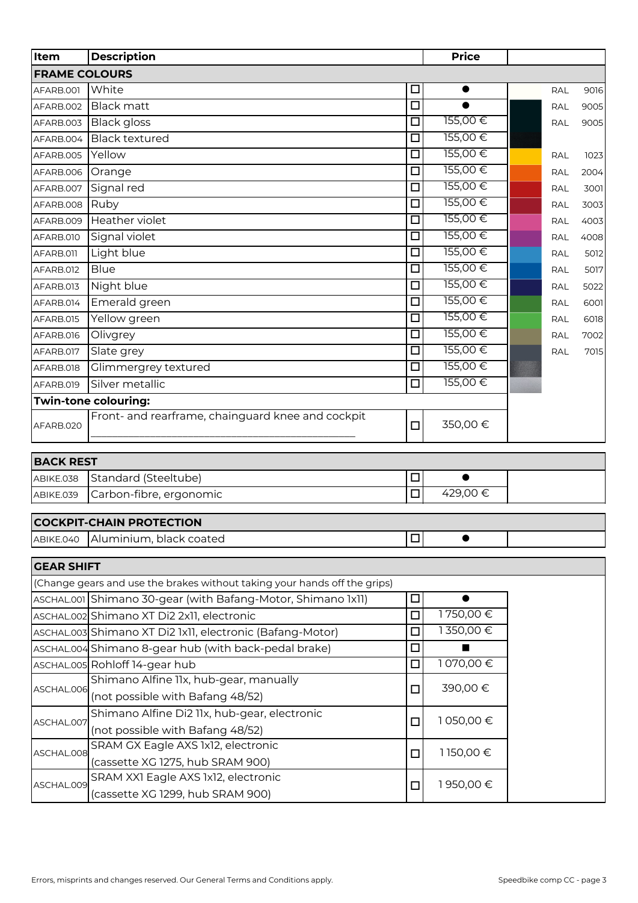| Item | Description | | Price | | | |
|---|---|---|---|---|---|---|
| **FRAME COLOURS** | | | | | | |
| AFARB.001 | White | ☐ | ● | | RAL | 9016 |
| AFARB.002 | Black matt | ☐ | ● | | RAL | 9005 |
| AFARB.003 | Black gloss | ☐ | 155,00 € | | RAL | 9005 |
| AFARB.004 | Black textured | ☐ | 155,00 € | | | |
| AFARB.005 | Yellow | ☐ | 155,00 € | | RAL | 1023 |
| AFARB.006 | Orange | ☐ | 155,00 € | | RAL | 2004 |
| AFARB.007 | Signal red | ☐ | 155,00 € | | RAL | 3001 |
| AFARB.008 | Ruby | ☐ | 155,00 € | | RAL | 3003 |
| AFARB.009 | Heather violet | ☐ | 155,00 € | | RAL | 4003 |
| AFARB.010 | Signal violet | ☐ | 155,00 € | | RAL | 4008 |
| AFARB.011 | Light blue | ☐ | 155,00 € | | RAL | 5012 |
| AFARB.012 | Blue | ☐ | 155,00 € | | RAL | 5017 |
| AFARB.013 | Night blue | ☐ | 155,00 € | | RAL | 5022 |
| AFARB.014 | Emerald green | ☐ | 155,00 € | | RAL | 6001 |
| AFARB.015 | Yellow green | ☐ | 155,00 € | | RAL | 6018 |
| AFARB.016 | Olivgrey | ☐ | 155,00 € | | RAL | 7002 |
| AFARB.017 | Slate grey | ☐ | 155,00 € | | RAL | 7015 |
| AFARB.018 | Glimmergrey textured | ☐ | 155,00 € | | | |
| AFARB.019 | Silver metallic | ☐ | 155,00 € | | | |
| **Twin-tone colouring:** | | | | | | |
| AFARB.020 | Front- and rearframe, chainguard knee and cockpit ___________________________ | ☐ | 350,00 € | | | |

| **BACK REST** | | | | |
|---|---|---|---|---|
| ABIKE.038 | Standard (Steeltube) | ☐ | ● | |
| ABIKE.039 | Carbon-fibre, ergonomic | ☐ | 429,00 € | |

| **COCKPIT-CHAIN PROTECTION** | | | | |
|---|---|---|---|---|
| ABIKE.040 | Aluminium, black coated | ☐ | ● | |

| **GEAR SHIFT** | | | | |
|---|---|---|---|---|
| (Change gears and use the brakes without taking your hands off the grips) | | | | |
| ASCHAL.001 | Shimano 30-gear (with Bafang-Motor, Shimano 1x11) | ☐ | ● | |
| ASCHAL.002 | Shimano XT Di2 2x11, electronic | ☐ | 1 750,00 € | |
| ASCHAL.003 | Shimano XT Di2 1x11, electronic (Bafang-Motor) | ☐ | 1 350,00 € | |
| ASCHAL.004 | Shimano 8-gear hub (with back-pedal brake) | ☐ | ■ | |
| ASCHAL.005 | Rohloff 14-gear hub | ☐ | 1 070,00 € | |
| ASCHAL.006 | Shimano Alfine 11x, hub-gear, manually (not possible with Bafang 48/52) | ☐ | 390,00 € | |
| ASCHAL.007 | Shimano Alfine Di2 11x, hub-gear, electronic (not possible with Bafang 48/52) | ☐ | 1 050,00 € | |
| ASCHAL.008 | SRAM GX Eagle AXS 1x12, electronic (cassette XG 1275, hub SRAM 900) | ☐ | 1 150,00 € | |
| ASCHAL.009 | SRAM XX1 Eagle AXS 1x12, electronic (cassette XG 1299, hub SRAM 900) | ☐ | 1 950,00 € | |

Errors, misprints and changes reserved. Our General Terms and Conditions apply.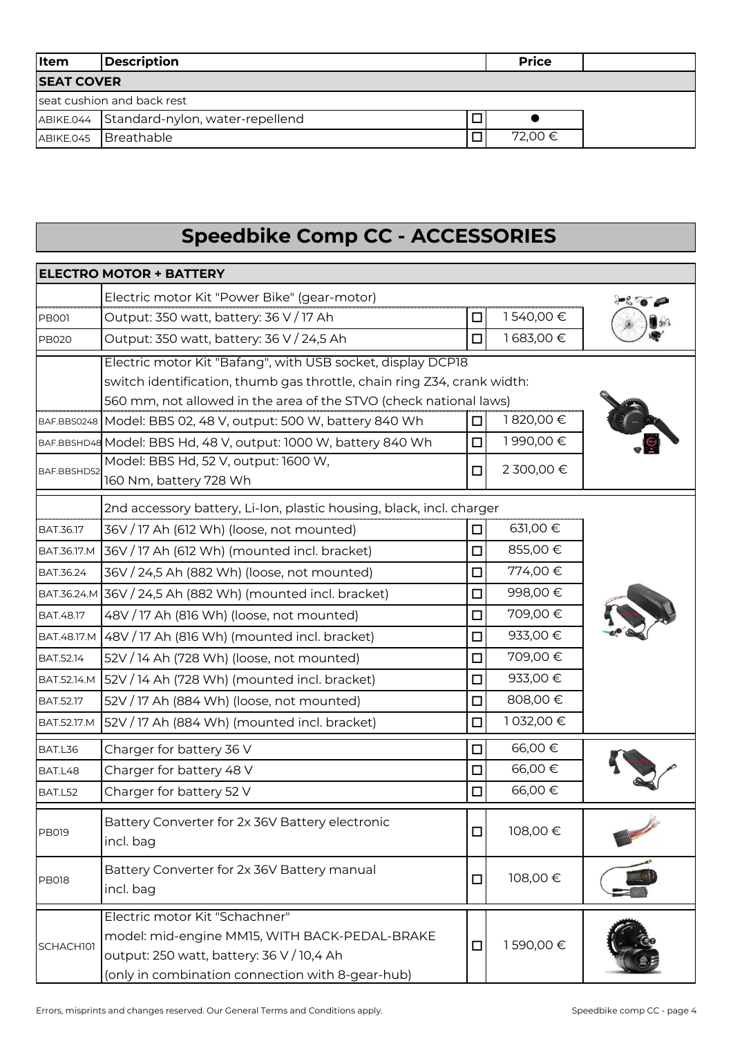| Item | Description | | Price | |
|---|---|---|---|---|
| **SEAT COVER** | | | | |
| seat cushion and back rest | | | | |
| ABIKE.044 | Standard-nylon, water-repellend | ☐ | ● | |
| ABIKE.045 | Breathable | ☐ | 72,00 € | |

# Speedbike Comp CC - ACCESSORIES

| | | | | |
|---|---|---|---|---|
| **ELECTRO MOTOR + BATTERY** | | | | |
| | Electric motor Kit "Power Bike" (gear-motor) | | | |
| PB001 | Output: 350 watt, battery: 36 V / 17 Ah | ☐ | 1 540,00 € | |
| PB020 | Output: 350 watt, battery: 36 V / 24,5 Ah | ☐ | 1 683,00 € | |
| | Electric motor Kit "Bafang", with USB socket, display DCP18 switch identification, thumb gas throttle, chain ring Z34, crank width: 560 mm, not allowed in the area of the STVO (check national laws) | | | |
| BAF.BBS0248 | Model: BBS 02, 48 V, output: 500 W, battery 840 Wh | ☐ | 1 820,00 € | |
| BAF.BBSHD48 | Model: BBS Hd, 48 V, output: 1000 W, battery 840 Wh | ☐ | 1 990,00 € | |
| BAF.BBSHD52 | Model: BBS Hd, 52 V, output: 1600 W, 160 Nm, battery 728 Wh | ☐ | 2 300,00 € | |
| | 2nd accessory battery, Li-Ion, plastic housing, black, incl. charger | | | |
| BAT.36.17 | 36V / 17 Ah (612 Wh) (loose, not mounted) | ☐ | 631,00 € | |
| BAT.36.17.M | 36V / 17 Ah (612 Wh) (mounted incl. bracket) | ☐ | 855,00 € | |
| BAT.36.24 | 36V / 24,5 Ah (882 Wh) (loose, not mounted) | ☐ | 774,00 € | |
| BAT.36.24.M | 36V / 24,5 Ah (882 Wh) (mounted incl. bracket) | ☐ | 998,00 € | |
| BAT.48.17 | 48V / 17 Ah (816 Wh) (loose, not mounted) | ☐ | 709,00 € | |
| BAT.48.17.M | 48V / 17 Ah (816 Wh) (mounted incl. bracket) | ☐ | 933,00 € | |
| BAT.52.14 | 52V / 14 Ah (728 Wh) (loose, not mounted) | ☐ | 709,00 € | |
| BAT.52.14.M | 52V / 14 Ah (728 Wh) (mounted incl. bracket) | ☐ | 933,00 € | |
| BAT.52.17 | 52V / 17 Ah (884 Wh) (loose, not mounted) | ☐ | 808,00 € | |
| BAT.52.17.M | 52V / 17 Ah (884 Wh) (mounted incl. bracket) | ☐ | 1 032,00 € | |
| BAT.L36 | Charger for battery 36 V | ☐ | 66,00 € | |
| BAT.L48 | Charger for battery 48 V | ☐ | 66,00 € | |
| BAT.L52 | Charger for battery 52 V | ☐ | 66,00 € | |
| PB019 | Battery Converter for 2x 36V Battery electronic incl. bag | ☐ | 108,00 € | |
| PB018 | Battery Converter for 2x 36V Battery manual incl. bag | ☐ | 108,00 € | |
| SCHACH101 | Electric motor Kit "Schachner" model: mid-engine MM15, WITH BACK-PEDAL-BRAKE output: 250 watt, battery: 36 V / 10,4 Ah (only in combination connection with 8-gear-hub) | ☐ | 1 590,00 € | |

Errors, misprints and changes reserved. Our General Terms and Conditions apply.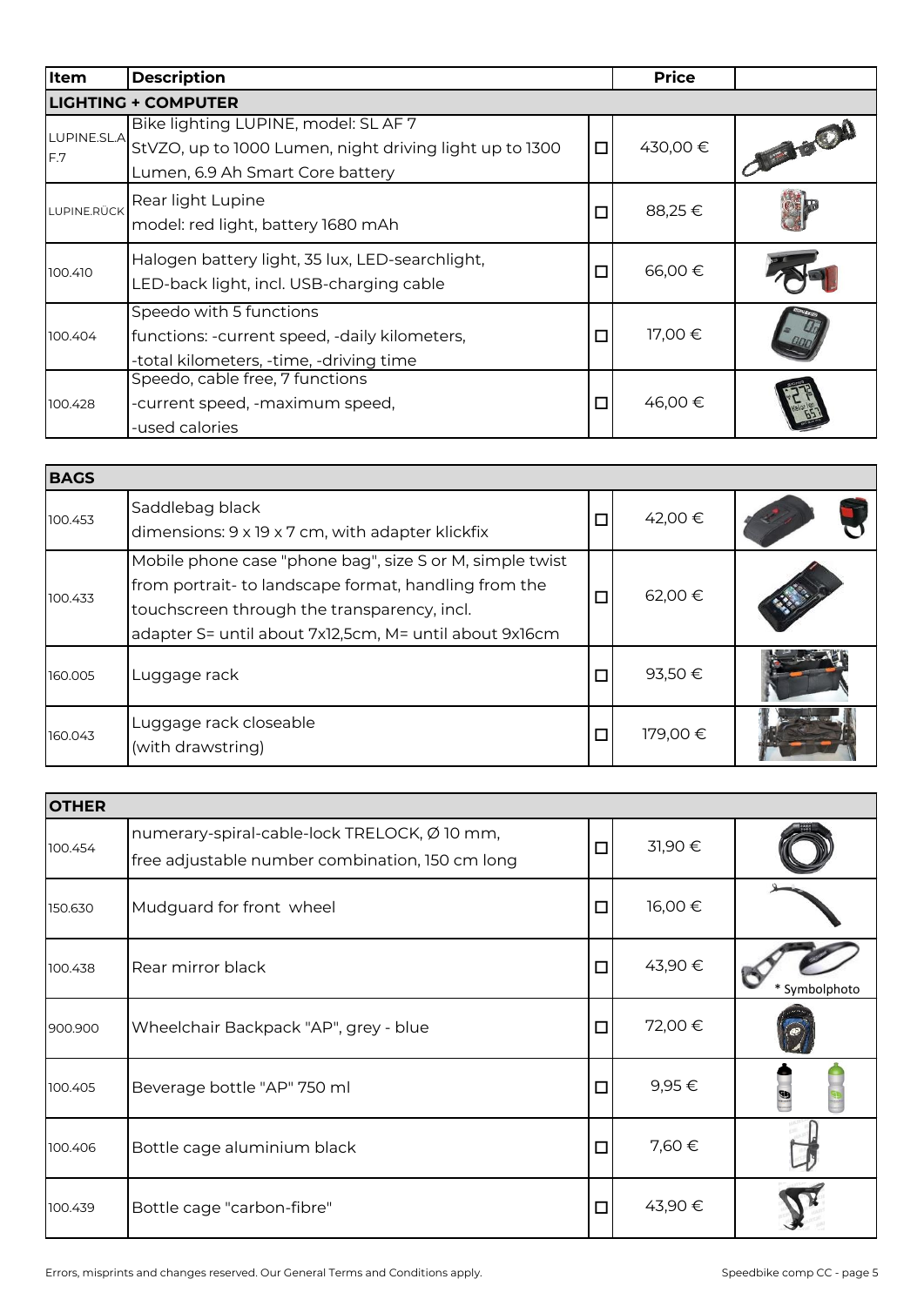| Item | Description | | Price | |
|---|---|---|---|---|
| **LIGHTING + COMPUTER** | | | | |
| LUPINE.SL.AF.7 | Bike lighting LUPINE, model: SL AF 7<br>StVZO, up to 1000 Lumen, night driving light up to 1300 Lumen, 6.9 Ah Smart Core battery | ☐ | 430,00 € | |
| LUPINE.RÜCK | Rear light Lupine<br>model: red light, battery 1680 mAh | ☐ | 88,25 € | |
| 100.410 | Halogen battery light, 35 lux, LED-searchlight,<br>LED-back light, incl. USB-charging cable | ☐ | 66,00 € | |
| 100.404 | Speedo with 5 functions<br>functions: -current speed, -daily kilometers,<br>-total kilometers, -time, -driving time | ☐ | 17,00 € | |
| 100.428 | Speedo, cable free, 7 functions<br>-current speed, -maximum speed,<br>-used calories | ☐ | 46,00 € | |

| **BAGS** | | | | |
|---|---|---|---|---|
| 100.453 | Saddlebag black<br>dimensions: 9 x 19 x 7 cm, with adapter klickfix | ☐ | 42,00 € | |
| 100.433 | Mobile phone case "phone bag", size S or M, simple twist from portrait- to landscape format, handling from the touchscreen through the transparency, incl.<br>adapter S= until about 7x12,5cm, M= until about 9x16cm | ☐ | 62,00 € | |
| 160.005 | Luggage rack | ☐ | 93,50 € | |
| 160.043 | Luggage rack closeable<br>(with drawstring) | ☐ | 179,00 € | |

| **OTHER** | | | | |
|---|---|---|---|---|
| 100.454 | numerary-spiral-cable-lock TRELOCK, Ø 10 mm,<br>free adjustable number combination, 150 cm long | ☐ | 31,90 € | |
| 150.630 | Mudguard for front wheel | ☐ | 16,00 € | |
| 100.438 | Rear mirror black | ☐ | 43,90 € | * Symbolphoto |
| 900.900 | Wheelchair Backpack "AP", grey - blue | ☐ | 72,00 € | |
| 100.405 | Beverage bottle "AP" 750 ml | ☐ | 9,95 € | |
| 100.406 | Bottle cage aluminium black | ☐ | 7,60 € | |
| 100.439 | Bottle cage "carbon-fibre" | ☐ | 43,90 € | |

Errors, misprints and changes reserved. Our General Terms and Conditions apply.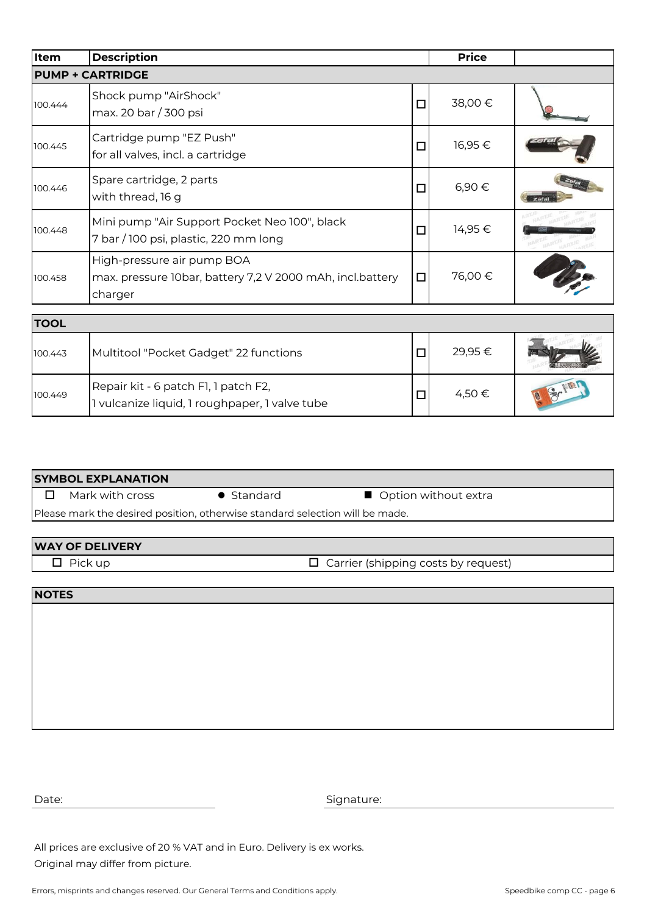| Item | Description | | Price | |
|---|---|---|---|---|
| **PUMP + CARTRIDGE** | | | | |
| 100.444 | Shock pump "AirShock"<br>max. 20 bar / 300 psi | ☐ | 38,00 € | |
| 100.445 | Cartridge pump "EZ Push"<br>for all valves, incl. a cartridge | ☐ | 16,95 € | |
| 100.446 | Spare cartridge, 2 parts<br>with thread, 16 g | ☐ | 6,90 € | |
| 100.448 | Mini pump "Air Support Pocket Neo 100", black<br>7 bar / 100 psi, plastic, 220 mm long | ☐ | 14,95 € | |
| 100.458 | High-pressure air pump BOA<br>max. pressure 10bar, battery 7,2 V 2000 mAh, incl.battery charger | ☐ | 76,00 € | |

| | | | | |
|---|---|---|---|---|
| **TOOL** | | | | |
| 100.443 | Multitool "Pocket Gadget" 22 functions | ☐ | 29,95 € | |
| 100.449 | Repair kit - 6 patch F1, 1 patch F2,<br>1 vulcanize liquid, 1 roughpaper, 1 valve tube | ☐ | 4,50 € | |

**SYMBOL EXPLANATION**

☐ Mark with cross  ● Standard  ■ Option without extra

Please mark the desired position, otherwise standard selection will be made.

**WAY OF DELIVERY**

☐ Pick up  ☐ Carrier (shipping costs by request)

**NOTES**

Date:

Signature:

All prices are exclusive of 20 % VAT and in Euro. Delivery is ex works.
Original may differ from picture.

Errors, misprints and changes reserved. Our General Terms and Conditions apply.